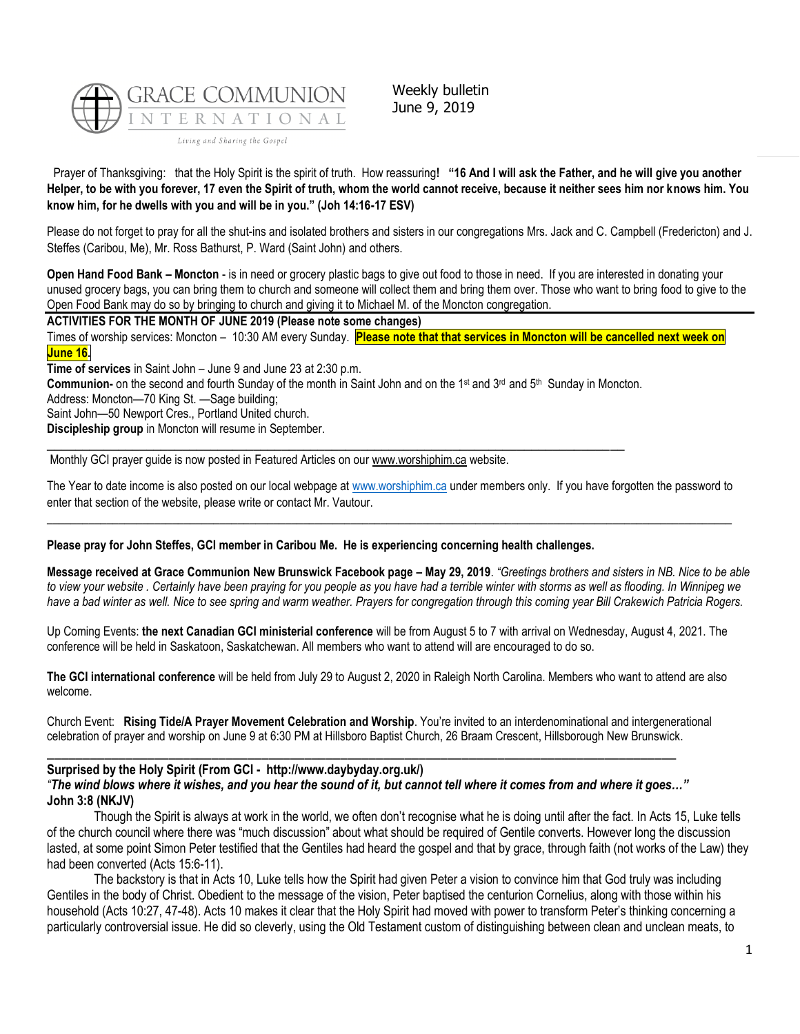GRACE COMMUNION INTERNATIONAL

Living and Sharing the Gospel

Weekly bulletin
June 9, 2019

Prayer of Thanksgiving: that the Holy Spirit is the spirit of truth. How reassuring**! "16 And I will ask the Father, and he will give you another Helper, to be with you forever, 17 even the Spirit of truth, whom the world cannot receive, because it neither sees him nor knows him. You know him, for he dwells with you and will be in you." (Joh 14:16-17 ESV)**

Please do not forget to pray for all the shut-ins and isolated brothers and sisters in our congregations Mrs. Jack and C. Campbell (Fredericton) and J. Steffes (Caribou, Me), Mr. Ross Bathurst, P. Ward (Saint John) and others.

**Open Hand Food Bank – Moncton** - is in need or grocery plastic bags to give out food to those in need. If you are interested in donating your unused grocery bags, you can bring them to church and someone will collect them and bring them over. Those who want to bring food to give to the Open Food Bank may do so by bringing to church and giving it to Michael M. of the Moncton congregation.

**ACTIVITIES FOR THE MONTH OF JUNE 2019 (Please note some changes)**

Times of worship services: Moncton – 10:30 AM every Sunday. **Please note that that services in Moncton will be cancelled next week on June 16.**

**Time of services** in Saint John – June 9 and June 23 at 2:30 p.m.

**Communion-** on the second and fourth Sunday of the month in Saint John and on the 1st and 3rd and 5th Sunday in Moncton.

Address: Moncton—70 King St. —Sage building;

Saint John—50 Newport Cres., Portland United church.

**Discipleship group** in Moncton will resume in September.

---

Monthly GCI prayer guide is now posted in Featured Articles on our www.worshiphim.ca website.

The Year to date income is also posted on our local webpage at www.worshiphim.ca under members only. If you have forgotten the password to enter that section of the website, please write or contact Mr. Vautour.

---

**Please pray for John Steffes, GCI member in Caribou Me. He is experiencing concerning health challenges.**

**Message received at Grace Communion New Brunswick Facebook page – May 29, 2019**. *"Greetings brothers and sisters in NB. Nice to be able to view your website . Certainly have been praying for you people as you have had a terrible winter with storms as well as flooding. In Winnipeg we have a bad winter as well. Nice to see spring and warm weather. Prayers for congregation through this coming year Bill Crakewich Patricia Rogers.*

Up Coming Events: **the next Canadian GCI ministerial conference** will be from August 5 to 7 with arrival on Wednesday, August 4, 2021. The conference will be held in Saskatoon, Saskatchewan. All members who want to attend will are encouraged to do so.

**The GCI international conference** will be held from July 29 to August 2, 2020 in Raleigh North Carolina. Members who want to attend are also welcome.

Church Event: **Rising Tide/A Prayer Movement Celebration and Worship**. You're invited to an interdenominational and intergenerational celebration of prayer and worship on June 9 at 6:30 PM at Hillsboro Baptist Church, 26 Braam Crescent, Hillsborough New Brunswick.

---

**Surprised by the Holy Spirit (From GCI - http://www.daybyday.org.uk/)**

***"The wind blows where it wishes, and you hear the sound of it, but cannot tell where it comes from and where it goes…"* John 3:8 (NKJV)**

Though the Spirit is always at work in the world, we often don't recognise what he is doing until after the fact. In Acts 15, Luke tells of the church council where there was "much discussion" about what should be required of Gentile converts. However long the discussion lasted, at some point Simon Peter testified that the Gentiles had heard the gospel and that by grace, through faith (not works of the Law) they had been converted (Acts 15:6-11).

The backstory is that in Acts 10, Luke tells how the Spirit had given Peter a vision to convince him that God truly was including Gentiles in the body of Christ. Obedient to the message of the vision, Peter baptised the centurion Cornelius, along with those within his household (Acts 10:27, 47-48). Acts 10 makes it clear that the Holy Spirit had moved with power to transform Peter's thinking concerning a particularly controversial issue. He did so cleverly, using the Old Testament custom of distinguishing between clean and unclean meats, to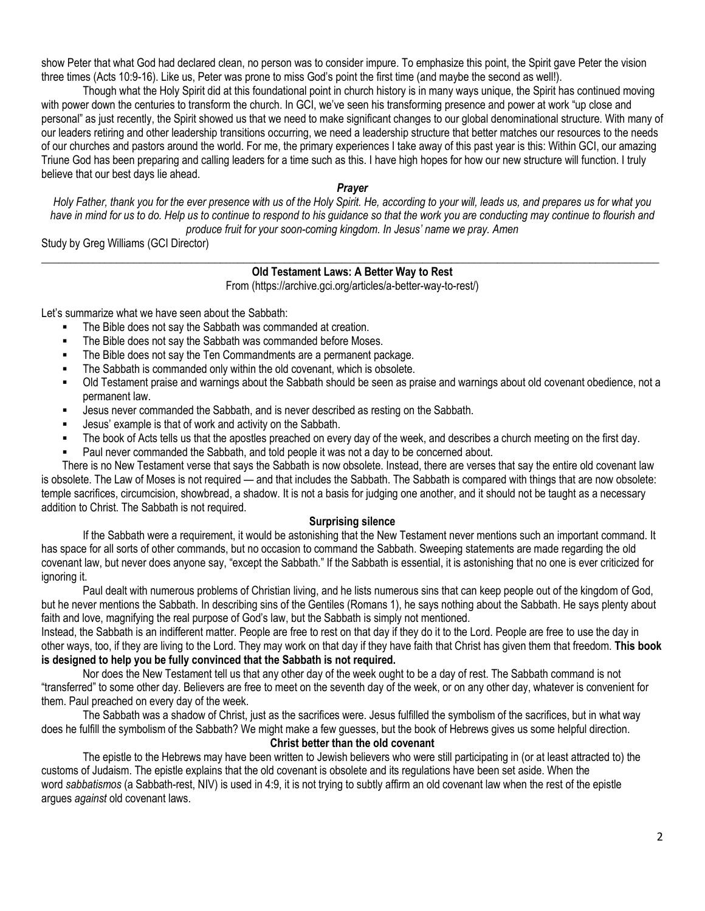show Peter that what God had declared clean, no person was to consider impure. To emphasize this point, the Spirit gave Peter the vision three times (Acts 10:9-16). Like us, Peter was prone to miss God's point the first time (and maybe the second as well!).

Though what the Holy Spirit did at this foundational point in church history is in many ways unique, the Spirit has continued moving with power down the centuries to transform the church. In GCI, we've seen his transforming presence and power at work "up close and personal" as just recently, the Spirit showed us that we need to make significant changes to our global denominational structure. With many of our leaders retiring and other leadership transitions occurring, we need a leadership structure that better matches our resources to the needs of our churches and pastors around the world. For me, the primary experiences I take away of this past year is this: Within GCI, our amazing Triune God has been preparing and calling leaders for a time such as this. I have high hopes for how our new structure will function. I truly believe that our best days lie ahead.

***Prayer***

*Holy Father, thank you for the ever presence with us of the Holy Spirit. He, according to your will, leads us, and prepares us for what you have in mind for us to do. Help us to continue to respond to his guidance so that the work you are conducting may continue to flourish and produce fruit for your soon-coming kingdom. In Jesus' name we pray. Amen*

Study by Greg Williams (GCI Director)

---

## Old Testament Laws: A Better Way to Rest

From (https://archive.gci.org/articles/a-better-way-to-rest/)

Let's summarize what we have seen about the Sabbath:

- The Bible does not say the Sabbath was commanded at creation.
- The Bible does not say the Sabbath was commanded before Moses.
- The Bible does not say the Ten Commandments are a permanent package.
- The Sabbath is commanded only within the old covenant, which is obsolete.
- Old Testament praise and warnings about the Sabbath should be seen as praise and warnings about old covenant obedience, not a permanent law.
- Jesus never commanded the Sabbath, and is never described as resting on the Sabbath.
- Jesus' example is that of work and activity on the Sabbath.
- The book of Acts tells us that the apostles preached on every day of the week, and describes a church meeting on the first day.
- Paul never commanded the Sabbath, and told people it was not a day to be concerned about.

There is no New Testament verse that says the Sabbath is now obsolete. Instead, there are verses that say the entire old covenant law is obsolete. The Law of Moses is not required — and that includes the Sabbath. The Sabbath is compared with things that are now obsolete: temple sacrifices, circumcision, showbread, a shadow. It is not a basis for judging one another, and it should not be taught as a necessary addition to Christ. The Sabbath is not required.

### Surprising silence

If the Sabbath were a requirement, it would be astonishing that the New Testament never mentions such an important command. It has space for all sorts of other commands, but no occasion to command the Sabbath. Sweeping statements are made regarding the old covenant law, but never does anyone say, "except the Sabbath." If the Sabbath is essential, it is astonishing that no one is ever criticized for ignoring it.

Paul dealt with numerous problems of Christian living, and he lists numerous sins that can keep people out of the kingdom of God, but he never mentions the Sabbath. In describing sins of the Gentiles (Romans 1), he says nothing about the Sabbath. He says plenty about faith and love, magnifying the real purpose of God's law, but the Sabbath is simply not mentioned.

Instead, the Sabbath is an indifferent matter. People are free to rest on that day if they do it to the Lord. People are free to use the day in other ways, too, if they are living to the Lord. They may work on that day if they have faith that Christ has given them that freedom. **This book is designed to help you be fully convinced that the Sabbath is not required.**

Nor does the New Testament tell us that any other day of the week ought to be a day of rest. The Sabbath command is not "transferred" to some other day. Believers are free to meet on the seventh day of the week, or on any other day, whatever is convenient for them. Paul preached on every day of the week.

The Sabbath was a shadow of Christ, just as the sacrifices were. Jesus fulfilled the symbolism of the sacrifices, but in what way does he fulfill the symbolism of the Sabbath? We might make a few guesses, but the book of Hebrews gives us some helpful direction.

### Christ better than the old covenant

The epistle to the Hebrews may have been written to Jewish believers who were still participating in (or at least attracted to) the customs of Judaism. The epistle explains that the old covenant is obsolete and its regulations have been set aside. When the word *sabbatismos* (a Sabbath-rest, NIV) is used in 4:9, it is not trying to subtly affirm an old covenant law when the rest of the epistle argues *against* old covenant laws.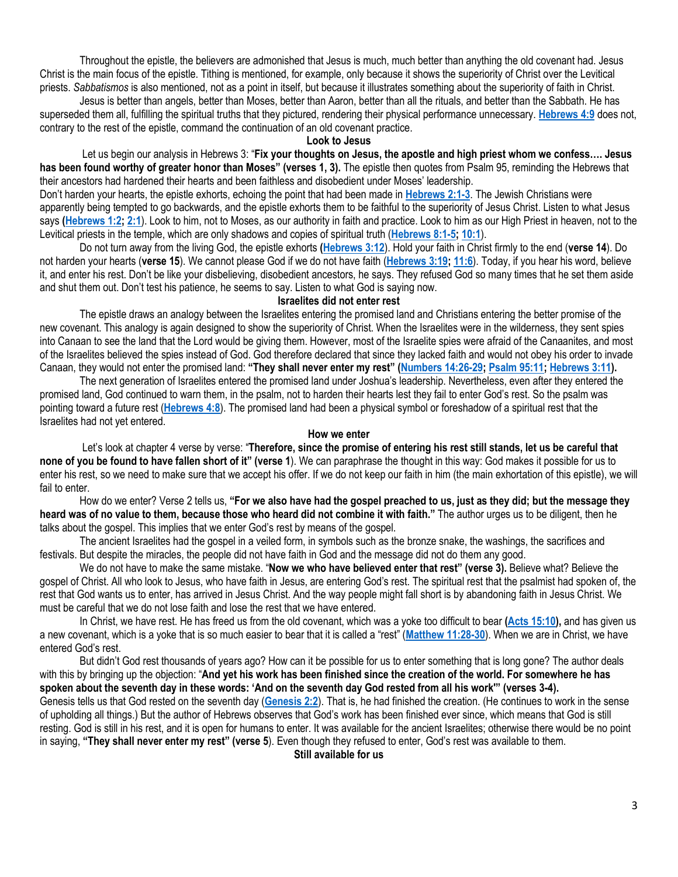Throughout the epistle, the believers are admonished that Jesus is much, much better than anything the old covenant had. Jesus Christ is the main focus of the epistle. Tithing is mentioned, for example, only because it shows the superiority of Christ over the Levitical priests. *Sabbatismos* is also mentioned, not as a point in itself, but because it illustrates something about the superiority of faith in Christ.

Jesus is better than angels, better than Moses, better than Aaron, better than all the rituals, and better than the Sabbath. He has superseded them all, fulfilling the spiritual truths that they pictured, rendering their physical performance unnecessary. **Hebrews 4:9** does not, contrary to the rest of the epistle, command the continuation of an old covenant practice.

### Look to Jesus

Let us begin our analysis in Hebrews 3: "**Fix your thoughts on Jesus, the apostle and high priest whom we confess…. Jesus has been found worthy of greater honor than Moses" (verses 1, 3).** The epistle then quotes from Psalm 95, reminding the Hebrews that their ancestors had hardened their hearts and been faithless and disobedient under Moses' leadership.

Don't harden your hearts, the epistle exhorts, echoing the point that had been made in **Hebrews 2:1-3**. The Jewish Christians were apparently being tempted to go backwards, and the epistle exhorts them to be faithful to the superiority of Jesus Christ. Listen to what Jesus says **(Hebrews 1:2; 2:1)**. Look to him, not to Moses, as our authority in faith and practice. Look to him as our High Priest in heaven, not to the Levitical priests in the temple, which are only shadows and copies of spiritual truth (**Hebrews 8:1-5; 10:1**).

Do not turn away from the living God, the epistle exhorts **(Hebrews 3:12)**. Hold your faith in Christ firmly to the end (**verse 14**). Do not harden your hearts (**verse 15**). We cannot please God if we do not have faith (**Hebrews 3:19; 11:6**). Today, if you hear his word, believe it, and enter his rest. Don't be like your disbelieving, disobedient ancestors, he says. They refused God so many times that he set them aside and shut them out. Don't test his patience, he seems to say. Listen to what God is saying now.

### Israelites did not enter rest

The epistle draws an analogy between the Israelites entering the promised land and Christians entering the better promise of the new covenant. This analogy is again designed to show the superiority of Christ. When the Israelites were in the wilderness, they sent spies into Canaan to see the land that the Lord would be giving them. However, most of the Israelite spies were afraid of the Canaanites, and most of the Israelites believed the spies instead of God. God therefore declared that since they lacked faith and would not obey his order to invade Canaan, they would not enter the promised land: **"They shall never enter my rest" (Numbers 14:26-29; Psalm 95:11; Hebrews 3:11).**

The next generation of Israelites entered the promised land under Joshua's leadership. Nevertheless, even after they entered the promised land, God continued to warn them, in the psalm, not to harden their hearts lest they fail to enter God's rest. So the psalm was pointing toward a future rest (**Hebrews 4:8**). The promised land had been a physical symbol or foreshadow of a spiritual rest that the Israelites had not yet entered.

### How we enter

Let's look at chapter 4 verse by verse: "**Therefore, since the promise of entering his rest still stands, let us be careful that none of you be found to have fallen short of it" (verse 1**). We can paraphrase the thought in this way: God makes it possible for us to enter his rest, so we need to make sure that we accept his offer. If we do not keep our faith in him (the main exhortation of this epistle), we will fail to enter.

How do we enter? Verse 2 tells us, **"For we also have had the gospel preached to us, just as they did; but the message they heard was of no value to them, because those who heard did not combine it with faith."** The author urges us to be diligent, then he talks about the gospel. This implies that we enter God's rest by means of the gospel.

The ancient Israelites had the gospel in a veiled form, in symbols such as the bronze snake, the washings, the sacrifices and festivals. But despite the miracles, the people did not have faith in God and the message did not do them any good.

We do not have to make the same mistake. "**Now we who have believed enter that rest" (verse 3).** Believe what? Believe the gospel of Christ. All who look to Jesus, who have faith in Jesus, are entering God's rest. The spiritual rest that the psalmist had spoken of, the rest that God wants us to enter, has arrived in Jesus Christ. And the way people might fall short is by abandoning faith in Jesus Christ. We must be careful that we do not lose faith and lose the rest that we have entered.

In Christ, we have rest. He has freed us from the old covenant, which was a yoke too difficult to bear **(Acts 15:10),** and has given us a new covenant, which is a yoke that is so much easier to bear that it is called a "rest" (**Matthew 11:28-30**). When we are in Christ, we have entered God's rest.

But didn't God rest thousands of years ago? How can it be possible for us to enter something that is long gone? The author deals with this by bringing up the objection: "**And yet his work has been finished since the creation of the world. For somewhere he has spoken about the seventh day in these words: 'And on the seventh day God rested from all his work'" (verses 3-4).**

Genesis tells us that God rested on the seventh day (**Genesis 2:2**). That is, he had finished the creation. (He continues to work in the sense of upholding all things.) But the author of Hebrews observes that God's work has been finished ever since, which means that God is still resting. God is still in his rest, and it is open for humans to enter. It was available for the ancient Israelites; otherwise there would be no point in saying, **"They shall never enter my rest" (verse 5**). Even though they refused to enter, God's rest was available to them.

### Still available for us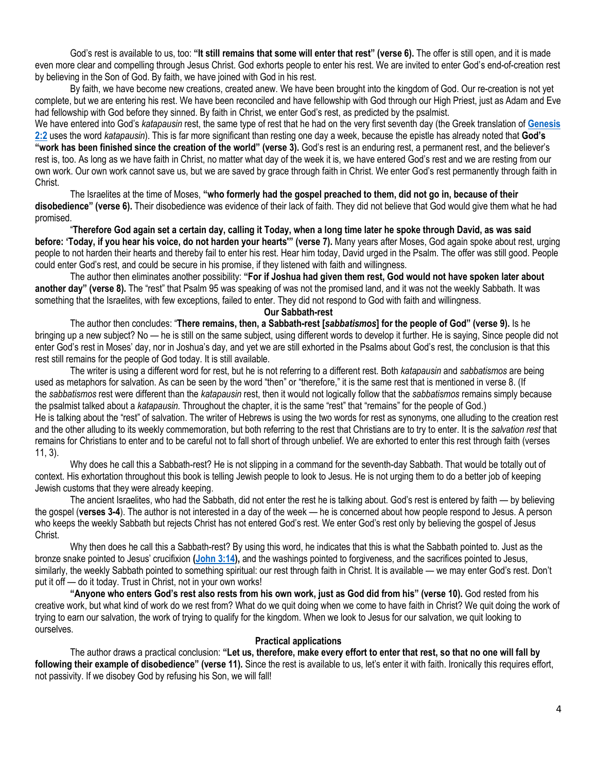God's rest is available to us, too: **"It still remains that some will enter that rest" (verse 6).** The offer is still open, and it is made even more clear and compelling through Jesus Christ. God exhorts people to enter his rest. We are invited to enter God's end-of-creation rest by believing in the Son of God. By faith, we have joined with God in his rest.

By faith, we have become new creations, created anew. We have been brought into the kingdom of God. Our re-creation is not yet complete, but we are entering his rest. We have been reconciled and have fellowship with God through our High Priest, just as Adam and Eve had fellowship with God before they sinned. By faith in Christ, we enter God's rest, as predicted by the psalmist.

We have entered into God's *katapausin* rest, the same type of rest that he had on the very first seventh day (the Greek translation of **Genesis 2:2** uses the word *katapausin*). This is far more significant than resting one day a week, because the epistle has already noted that **God's "work has been finished since the creation of the world" (verse 3).** God's rest is an enduring rest, a permanent rest, and the believer's rest is, too. As long as we have faith in Christ, no matter what day of the week it is, we have entered God's rest and we are resting from our own work. Our own work cannot save us, but we are saved by grace through faith in Christ. We enter God's rest permanently through faith in Christ.

The Israelites at the time of Moses, **"who formerly had the gospel preached to them, did not go in, because of their disobedience" (verse 6).** Their disobedience was evidence of their lack of faith. They did not believe that God would give them what he had promised.

"**Therefore God again set a certain day, calling it Today, when a long time later he spoke through David, as was said before: 'Today, if you hear his voice, do not harden your hearts'" (verse 7).** Many years after Moses, God again spoke about rest, urging people to not harden their hearts and thereby fail to enter his rest. Hear him today, David urged in the Psalm. The offer was still good. People could enter God's rest, and could be secure in his promise, if they listened with faith and willingness.

The author then eliminates another possibility: **"For if Joshua had given them rest, God would not have spoken later about another day" (verse 8).** The "rest" that Psalm 95 was speaking of was not the promised land, and it was not the weekly Sabbath. It was something that the Israelites, with few exceptions, failed to enter. They did not respond to God with faith and willingness.

## Our Sabbath-rest

The author then concludes: "**There remains, then, a Sabbath-rest [*sabbatismos*] for the people of God" (verse 9).** Is he bringing up a new subject? No — he is still on the same subject, using different words to develop it further. He is saying, Since people did not enter God's rest in Moses' day, nor in Joshua's day, and yet we are still exhorted in the Psalms about God's rest, the conclusion is that this rest still remains for the people of God today. It is still available.

The writer is using a different word for rest, but he is not referring to a different rest. Both *katapausin* and *sabbatismos* are being used as metaphors for salvation. As can be seen by the word "then" or "therefore," it is the same rest that is mentioned in verse 8. (If the *sabbatismos* rest were different than the *katapausin* rest, then it would not logically follow that the *sabbatismos* remains simply because the psalmist talked about a *katapausin.* Throughout the chapter, it is the same "rest" that "remains" for the people of God.)

He is talking about the "rest" of salvation. The writer of Hebrews is using the two words for rest as synonyms, one alluding to the creation rest and the other alluding to its weekly commemoration, but both referring to the rest that Christians are to try to enter. It is the *salvation rest* that remains for Christians to enter and to be careful not to fall short of through unbelief. We are exhorted to enter this rest through faith (verses 11, 3).

Why does he call this a Sabbath-rest? He is not slipping in a command for the seventh-day Sabbath. That would be totally out of context. His exhortation throughout this book is telling Jewish people to look to Jesus. He is not urging them to do a better job of keeping Jewish customs that they were already keeping.

The ancient Israelites, who had the Sabbath, did not enter the rest he is talking about. God's rest is entered by faith — by believing the gospel (**verses 3-4**). The author is not interested in a day of the week — he is concerned about how people respond to Jesus. A person who keeps the weekly Sabbath but rejects Christ has not entered God's rest. We enter God's rest only by believing the gospel of Jesus Christ.

Why then does he call this a Sabbath-rest? By using this word, he indicates that this is what the Sabbath pointed to. Just as the bronze snake pointed to Jesus' crucifixion **(John 3:14),** and the washings pointed to forgiveness, and the sacrifices pointed to Jesus, similarly, the weekly Sabbath pointed to something spiritual: our rest through faith in Christ. It is available — we may enter God's rest. Don't put it off — do it today. Trust in Christ, not in your own works!

**"Anyone who enters God's rest also rests from his own work, just as God did from his" (verse 10).** God rested from his creative work, but what kind of work do we rest from? What do we quit doing when we come to have faith in Christ? We quit doing the work of trying to earn our salvation, the work of trying to qualify for the kingdom. When we look to Jesus for our salvation, we quit looking to ourselves.

## Practical applications

The author draws a practical conclusion: **"Let us, therefore, make every effort to enter that rest, so that no one will fall by following their example of disobedience" (verse 11).** Since the rest is available to us, let's enter it with faith. Ironically this requires effort, not passivity. If we disobey God by refusing his Son, we will fall!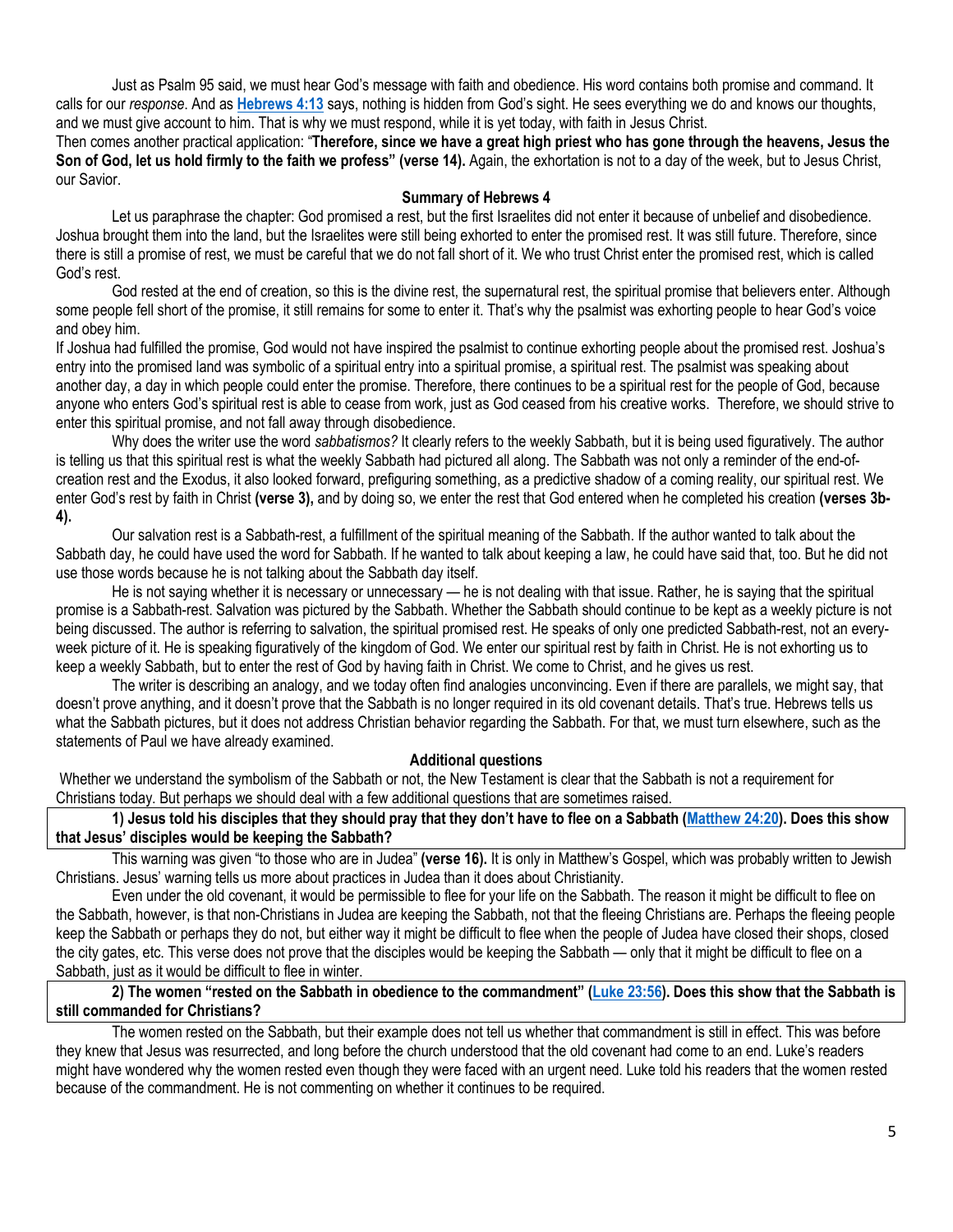Just as Psalm 95 said, we must hear God's message with faith and obedience. His word contains both promise and command. It calls for our *response*. And as **Hebrews 4:13** says, nothing is hidden from God's sight. He sees everything we do and knows our thoughts, and we must give account to him. That is why we must respond, while it is yet today, with faith in Jesus Christ.

Then comes another practical application: "**Therefore, since we have a great high priest who has gone through the heavens, Jesus the Son of God, let us hold firmly to the faith we profess" (verse 14).** Again, the exhortation is not to a day of the week, but to Jesus Christ, our Savior.

### Summary of Hebrews 4

Let us paraphrase the chapter: God promised a rest, but the first Israelites did not enter it because of unbelief and disobedience. Joshua brought them into the land, but the Israelites were still being exhorted to enter the promised rest. It was still future. Therefore, since there is still a promise of rest, we must be careful that we do not fall short of it. We who trust Christ enter the promised rest, which is called God's rest.

God rested at the end of creation, so this is the divine rest, the supernatural rest, the spiritual promise that believers enter. Although some people fell short of the promise, it still remains for some to enter it. That's why the psalmist was exhorting people to hear God's voice and obey him.

If Joshua had fulfilled the promise, God would not have inspired the psalmist to continue exhorting people about the promised rest. Joshua's entry into the promised land was symbolic of a spiritual entry into a spiritual promise, a spiritual rest. The psalmist was speaking about another day, a day in which people could enter the promise. Therefore, there continues to be a spiritual rest for the people of God, because anyone who enters God's spiritual rest is able to cease from work, just as God ceased from his creative works. Therefore, we should strive to enter this spiritual promise, and not fall away through disobedience.

Why does the writer use the word *sabbatismos?* It clearly refers to the weekly Sabbath, but it is being used figuratively. The author is telling us that this spiritual rest is what the weekly Sabbath had pictured all along. The Sabbath was not only a reminder of the end-of-creation rest and the Exodus, it also looked forward, prefiguring something, as a predictive shadow of a coming reality, our spiritual rest. We enter God's rest by faith in Christ **(verse 3),** and by doing so, we enter the rest that God entered when he completed his creation **(verses 3b-4).**

Our salvation rest is a Sabbath-rest, a fulfillment of the spiritual meaning of the Sabbath. If the author wanted to talk about the Sabbath day, he could have used the word for Sabbath. If he wanted to talk about keeping a law, he could have said that, too. But he did not use those words because he is not talking about the Sabbath day itself.

He is not saying whether it is necessary or unnecessary — he is not dealing with that issue. Rather, he is saying that the spiritual promise is a Sabbath-rest. Salvation was pictured by the Sabbath. Whether the Sabbath should continue to be kept as a weekly picture is not being discussed. The author is referring to salvation, the spiritual promised rest. He speaks of only one predicted Sabbath-rest, not an every-week picture of it. He is speaking figuratively of the kingdom of God. We enter our spiritual rest by faith in Christ. He is not exhorting us to keep a weekly Sabbath, but to enter the rest of God by having faith in Christ. We come to Christ, and he gives us rest.

The writer is describing an analogy, and we today often find analogies unconvincing. Even if there are parallels, we might say, that doesn't prove anything, and it doesn't prove that the Sabbath is no longer required in its old covenant details. That's true. Hebrews tells us what the Sabbath pictures, but it does not address Christian behavior regarding the Sabbath. For that, we must turn elsewhere, such as the statements of Paul we have already examined.

### Additional questions

Whether we understand the symbolism of the Sabbath or not, the New Testament is clear that the Sabbath is not a requirement for Christians today. But perhaps we should deal with a few additional questions that are sometimes raised.

**1) Jesus told his disciples that they should pray that they don't have to flee on a Sabbath (Matthew 24:20). Does this show that Jesus' disciples would be keeping the Sabbath?**

This warning was given "to those who are in Judea" **(verse 16).** It is only in Matthew's Gospel, which was probably written to Jewish Christians. Jesus' warning tells us more about practices in Judea than it does about Christianity.

Even under the old covenant, it would be permissible to flee for your life on the Sabbath. The reason it might be difficult to flee on the Sabbath, however, is that non-Christians in Judea are keeping the Sabbath, not that the fleeing Christians are. Perhaps the fleeing people keep the Sabbath or perhaps they do not, but either way it might be difficult to flee when the people of Judea have closed their shops, closed the city gates, etc. This verse does not prove that the disciples would be keeping the Sabbath — only that it might be difficult to flee on a Sabbath, just as it would be difficult to flee in winter.

**2) The women "rested on the Sabbath in obedience to the commandment" (Luke 23:56). Does this show that the Sabbath is still commanded for Christians?**

The women rested on the Sabbath, but their example does not tell us whether that commandment is still in effect. This was before they knew that Jesus was resurrected, and long before the church understood that the old covenant had come to an end. Luke's readers might have wondered why the women rested even though they were faced with an urgent need. Luke told his readers that the women rested because of the commandment. He is not commenting on whether it continues to be required.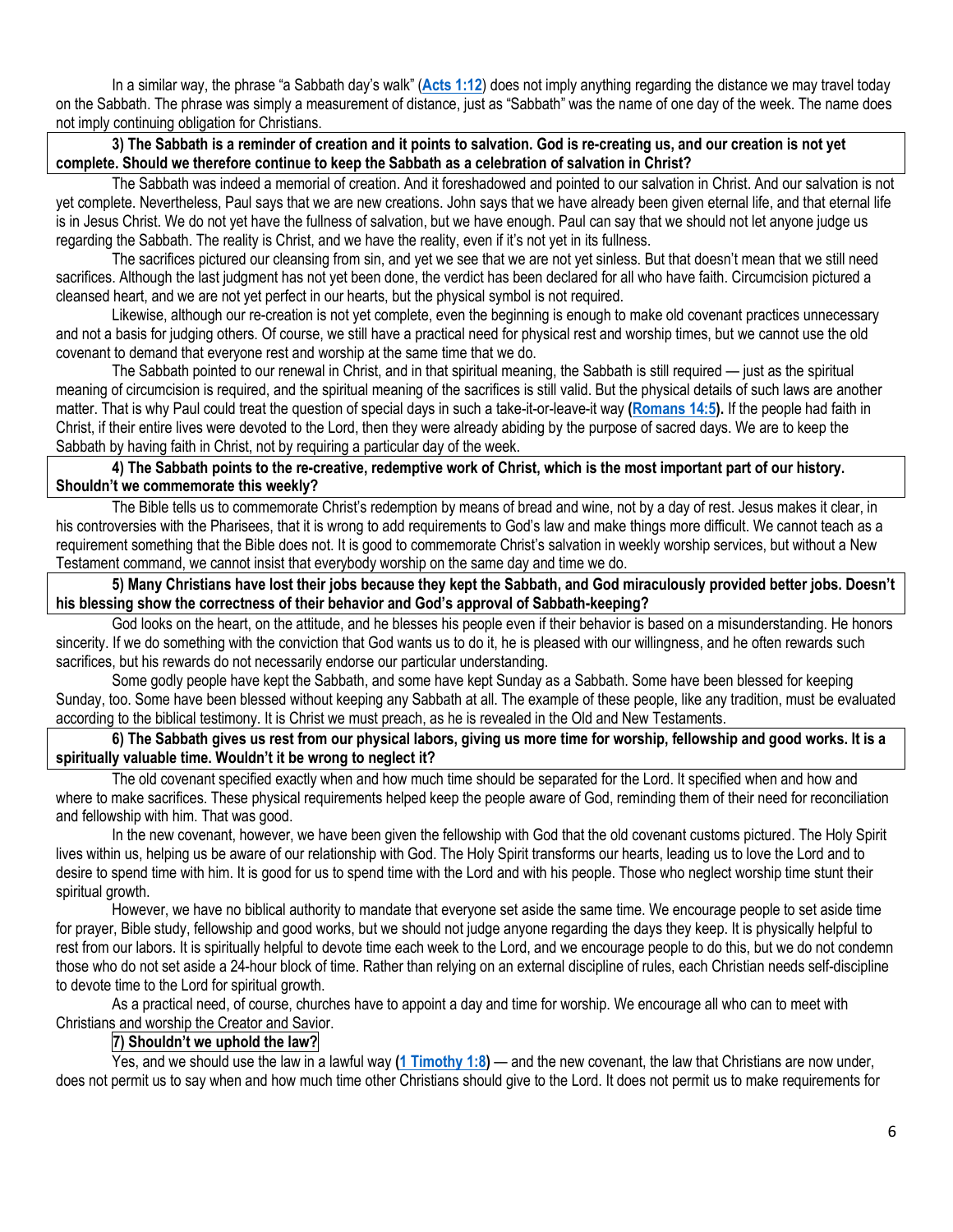In a similar way, the phrase "a Sabbath day's walk" (**Acts 1:12**) does not imply anything regarding the distance we may travel today on the Sabbath. The phrase was simply a measurement of distance, just as "Sabbath" was the name of one day of the week. The name does not imply continuing obligation for Christians.

**3) The Sabbath is a reminder of creation and it points to salvation. God is re-creating us, and our creation is not yet complete. Should we therefore continue to keep the Sabbath as a celebration of salvation in Christ?**

The Sabbath was indeed a memorial of creation. And it foreshadowed and pointed to our salvation in Christ. And our salvation is not yet complete. Nevertheless, Paul says that we are new creations. John says that we have already been given eternal life, and that eternal life is in Jesus Christ. We do not yet have the fullness of salvation, but we have enough. Paul can say that we should not let anyone judge us regarding the Sabbath. The reality is Christ, and we have the reality, even if it's not yet in its fullness.

The sacrifices pictured our cleansing from sin, and yet we see that we are not yet sinless. But that doesn't mean that we still need sacrifices. Although the last judgment has not yet been done, the verdict has been declared for all who have faith. Circumcision pictured a cleansed heart, and we are not yet perfect in our hearts, but the physical symbol is not required.

Likewise, although our re-creation is not yet complete, even the beginning is enough to make old covenant practices unnecessary and not a basis for judging others. Of course, we still have a practical need for physical rest and worship times, but we cannot use the old covenant to demand that everyone rest and worship at the same time that we do.

The Sabbath pointed to our renewal in Christ, and in that spiritual meaning, the Sabbath is still required — just as the spiritual meaning of circumcision is required, and the spiritual meaning of the sacrifices is still valid. But the physical details of such laws are another matter. That is why Paul could treat the question of special days in such a take-it-or-leave-it way **(Romans 14:5).** If the people had faith in Christ, if their entire lives were devoted to the Lord, then they were already abiding by the purpose of sacred days. We are to keep the Sabbath by having faith in Christ, not by requiring a particular day of the week.

**4) The Sabbath points to the re-creative, redemptive work of Christ, which is the most important part of our history. Shouldn't we commemorate this weekly?**

The Bible tells us to commemorate Christ's redemption by means of bread and wine, not by a day of rest. Jesus makes it clear, in his controversies with the Pharisees, that it is wrong to add requirements to God's law and make things more difficult. We cannot teach as a requirement something that the Bible does not. It is good to commemorate Christ's salvation in weekly worship services, but without a New Testament command, we cannot insist that everybody worship on the same day and time we do.

**5) Many Christians have lost their jobs because they kept the Sabbath, and God miraculously provided better jobs. Doesn't his blessing show the correctness of their behavior and God's approval of Sabbath-keeping?**

God looks on the heart, on the attitude, and he blesses his people even if their behavior is based on a misunderstanding. He honors sincerity. If we do something with the conviction that God wants us to do it, he is pleased with our willingness, and he often rewards such sacrifices, but his rewards do not necessarily endorse our particular understanding.

Some godly people have kept the Sabbath, and some have kept Sunday as a Sabbath. Some have been blessed for keeping Sunday, too. Some have been blessed without keeping any Sabbath at all. The example of these people, like any tradition, must be evaluated according to the biblical testimony. It is Christ we must preach, as he is revealed in the Old and New Testaments.

**6) The Sabbath gives us rest from our physical labors, giving us more time for worship, fellowship and good works. It is a spiritually valuable time. Wouldn't it be wrong to neglect it?**

The old covenant specified exactly when and how much time should be separated for the Lord. It specified when and how and where to make sacrifices. These physical requirements helped keep the people aware of God, reminding them of their need for reconciliation and fellowship with him. That was good.

In the new covenant, however, we have been given the fellowship with God that the old covenant customs pictured. The Holy Spirit lives within us, helping us be aware of our relationship with God. The Holy Spirit transforms our hearts, leading us to love the Lord and to desire to spend time with him. It is good for us to spend time with the Lord and with his people. Those who neglect worship time stunt their spiritual growth.

However, we have no biblical authority to mandate that everyone set aside the same time. We encourage people to set aside time for prayer, Bible study, fellowship and good works, but we should not judge anyone regarding the days they keep. It is physically helpful to rest from our labors. It is spiritually helpful to devote time each week to the Lord, and we encourage people to do this, but we do not condemn those who do not set aside a 24-hour block of time. Rather than relying on an external discipline of rules, each Christian needs self-discipline to devote time to the Lord for spiritual growth.

As a practical need, of course, churches have to appoint a day and time for worship. We encourage all who can to meet with Christians and worship the Creator and Savior.

**7) Shouldn't we uphold the law?**

Yes, and we should use the law in a lawful way **(1 Timothy 1:8)** — and the new covenant, the law that Christians are now under, does not permit us to say when and how much time other Christians should give to the Lord. It does not permit us to make requirements for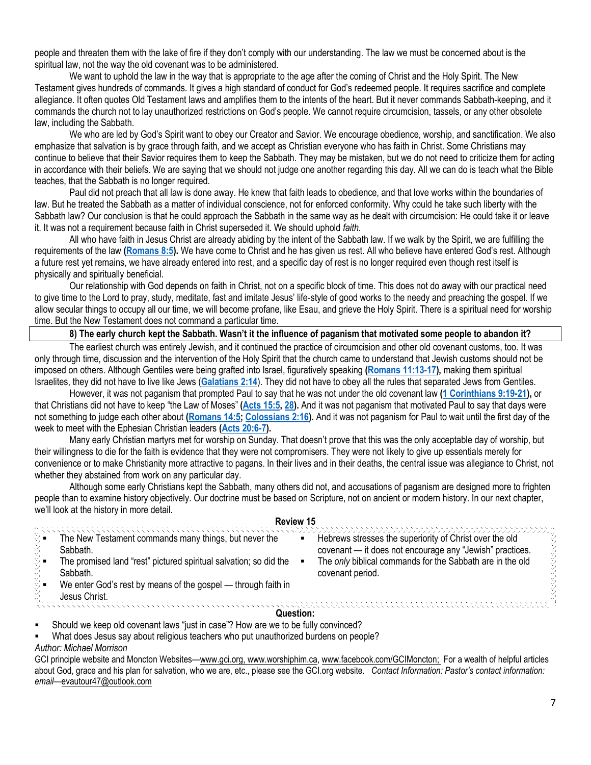people and threaten them with the lake of fire if they don't comply with our understanding. The law we must be concerned about is the spiritual law, not the way the old covenant was to be administered.

We want to uphold the law in the way that is appropriate to the age after the coming of Christ and the Holy Spirit. The New Testament gives hundreds of commands. It gives a high standard of conduct for God's redeemed people. It requires sacrifice and complete allegiance. It often quotes Old Testament laws and amplifies them to the intents of the heart. But it never commands Sabbath-keeping, and it commands the church not to lay unauthorized restrictions on God's people. We cannot require circumcision, tassels, or any other obsolete law, including the Sabbath.

We who are led by God's Spirit want to obey our Creator and Savior. We encourage obedience, worship, and sanctification. We also emphasize that salvation is by grace through faith, and we accept as Christian everyone who has faith in Christ. Some Christians may continue to believe that their Savior requires them to keep the Sabbath. They may be mistaken, but we do not need to criticize them for acting in accordance with their beliefs. We are saying that we should not judge one another regarding this day. All we can do is teach what the Bible teaches, that the Sabbath is no longer required.

Paul did not preach that all law is done away. He knew that faith leads to obedience, and that love works within the boundaries of law. But he treated the Sabbath as a matter of individual conscience, not for enforced conformity. Why could he take such liberty with the Sabbath law? Our conclusion is that he could approach the Sabbath in the same way as he dealt with circumcision: He could take it or leave it. It was not a requirement because faith in Christ superseded it. We should uphold *faith*.

All who have faith in Jesus Christ are already abiding by the intent of the Sabbath law. If we walk by the Spirit, we are fulfilling the requirements of the law (**Romans 8:5**). We have come to Christ and he has given us rest. All who believe have entered God's rest. Although a future rest yet remains, we have already entered into rest, and a specific day of rest is no longer required even though rest itself is physically and spiritually beneficial.

Our relationship with God depends on faith in Christ, not on a specific block of time. This does not do away with our practical need to give time to the Lord to pray, study, meditate, fast and imitate Jesus' life-style of good works to the needy and preaching the gospel. If we allow secular things to occupy all our time, we will become profane, like Esau, and grieve the Holy Spirit. There is a spiritual need for worship time. But the New Testament does not command a particular time.

**8) The early church kept the Sabbath. Wasn't it the influence of paganism that motivated some people to abandon it?**

The earliest church was entirely Jewish, and it continued the practice of circumcision and other old covenant customs, too. It was only through time, discussion and the intervention of the Holy Spirit that the church came to understand that Jewish customs should not be imposed on others. Although Gentiles were being grafted into Israel, figuratively speaking (**Romans 11:13-17**), making them spiritual Israelites, they did not have to live like Jews (**Galatians 2:14**). They did not have to obey all the rules that separated Jews from Gentiles.

However, it was not paganism that prompted Paul to say that he was not under the old covenant law (**1 Corinthians 9:19-21**), or that Christians did not have to keep "the Law of Moses" (**Acts 15:5, 28**). And it was not paganism that motivated Paul to say that days were not something to judge each other about (**Romans 14:5; Colossians 2:16**). And it was not paganism for Paul to wait until the first day of the week to meet with the Ephesian Christian leaders (**Acts 20:6-7**).

Many early Christian martyrs met for worship on Sunday. That doesn't prove that this was the only acceptable day of worship, but their willingness to die for the faith is evidence that they were not compromisers. They were not likely to give up essentials merely for convenience or to make Christianity more attractive to pagans. In their lives and in their deaths, the central issue was allegiance to Christ, not whether they abstained from work on any particular day.

Although some early Christians kept the Sabbath, many others did not, and accusations of paganism are designed more to frighten people than to examine history objectively. Our doctrine must be based on Scripture, not on ancient or modern history. In our next chapter, we'll look at the history in more detail.

**Review 15**

- The New Testament commands many things, but never the Sabbath.
- The promised land "rest" pictured spiritual salvation; so did the Sabbath.
- We enter God's rest by means of the gospel — through faith in Jesus Christ.
- Hebrews stresses the superiority of Christ over the old covenant — it does not encourage any "Jewish" practices.
- The *only* biblical commands for the Sabbath are in the old covenant period.

**Question:**

- Should we keep old covenant laws "just in case"? How are we to be fully convinced?
- What does Jesus say about religious teachers who put unauthorized burdens on people?

*Author: Michael Morrison*

GCI principle website and Moncton Websites—www.gci.org, www.worshiphim.ca, www.facebook.com/GCIMoncton; For a wealth of helpful articles about God, grace and his plan for salvation, who we are, etc., please see the GCI.org website. *Contact Information: Pastor's contact information: email*—evautour47@outlook.com